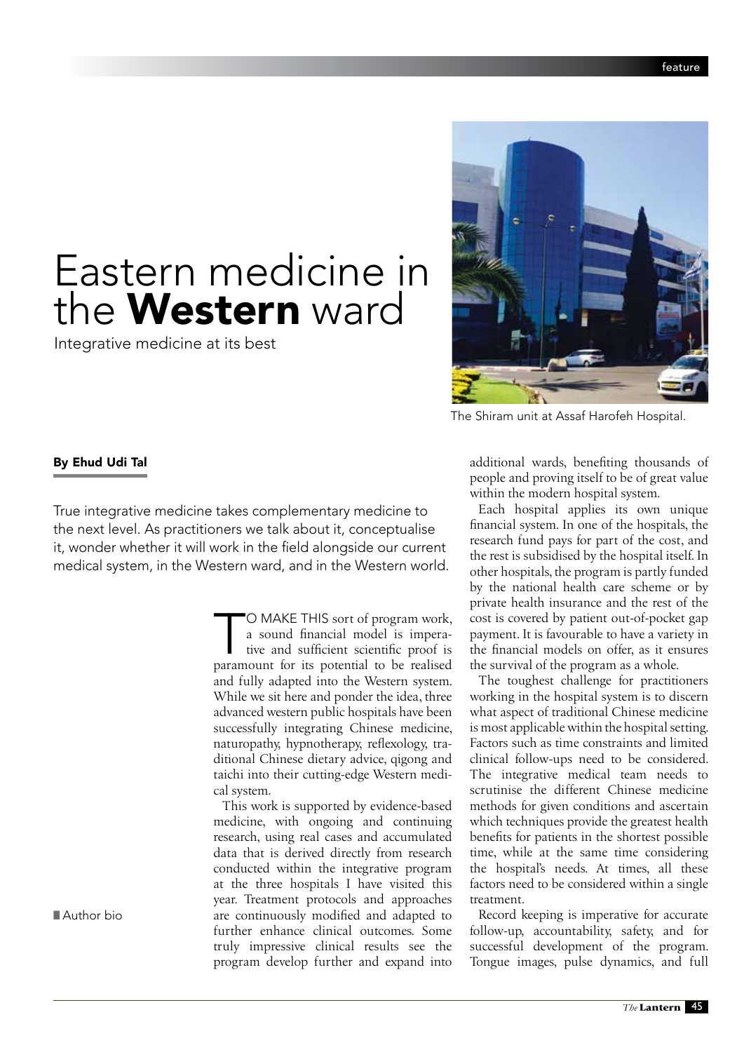# Eastern medicine in the **Western** ward

Integrative medicine at its best

The Shiram unit at Assaf Harofeh Hospital.

**By Ehud Udi Tal**

True integrative medicine takes complementary medicine to the next level. As practitioners we talk about it, conceptualise it, wonder whether it will work in the field alongside our current medical system, in the Western ward, and in the Western world.

TO MAKE THIS sort of program work, a sound financial model is imperative and sufficient scientific proof is paramount for its potential to be realised and fully adapted into the Western system. While we sit here and ponder the idea, three advanced western public hospitals have been successfully integrating Chinese medicine, naturopathy, hypnotherapy, reflexology, traditional Chinese dietary advice, qigong and taichi into their cutting-edge Western medical system.

This work is supported by evidence-based medicine, with ongoing and continuing research, using real cases and accumulated data that is derived directly from research conducted within the integrative program at the three hospitals I have visited this year. Treatment protocols and approaches are continuously modified and adapted to further enhance clinical outcomes. Some truly impressive clinical results see the program develop further and expand into additional wards, benefiting thousands of people and proving itself to be of great value within the modern hospital system.

Each hospital applies its own unique financial system. In one of the hospitals, the research fund pays for part of the cost, and the rest is subsidised by the hospital itself. In other hospitals, the program is partly funded by the national health care scheme or by private health insurance and the rest of the cost is covered by patient out-of-pocket gap payment. It is favourable to have a variety in the financial models on offer, as it ensures the survival of the program as a whole.

The toughest challenge for practitioners working in the hospital system is to discern what aspect of traditional Chinese medicine is most applicable within the hospital setting. Factors such as time constraints and limited clinical follow-ups need to be considered. The integrative medical team needs to scrutinise the different Chinese medicine methods for given conditions and ascertain which techniques provide the greatest health benefits for patients in the shortest possible time, while at the same time considering the hospital's needs. At times, all these factors need to be considered within a single treatment.

Record keeping is imperative for accurate follow-up, accountability, safety, and for successful development of the program. Tongue images, pulse dynamics, and full

Author bio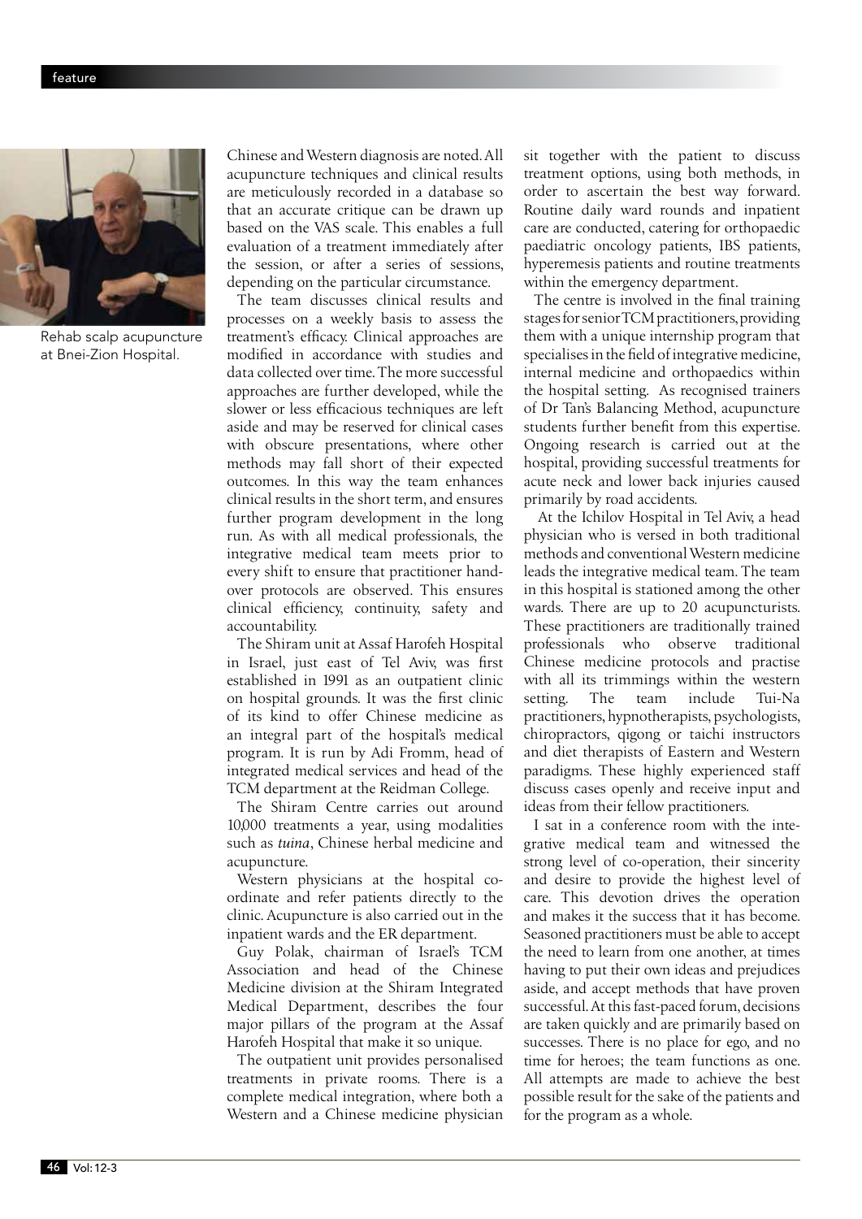Rehab scalp acupuncture at Bnei-Zion Hospital.

Chinese and Western diagnosis are noted. All acupuncture techniques and clinical results are meticulously recorded in a database so that an accurate critique can be drawn up based on the VAS scale. This enables a full evaluation of a treatment immediately after the session, or after a series of sessions, depending on the particular circumstance.

The team discusses clinical results and processes on a weekly basis to assess the treatment's efficacy. Clinical approaches are modified in accordance with studies and data collected over time. The more successful approaches are further developed, while the slower or less efficacious techniques are left aside and may be reserved for clinical cases with obscure presentations, where other methods may fall short of their expected outcomes. In this way the team enhances clinical results in the short term, and ensures further program development in the long run. As with all medical professionals, the integrative medical team meets prior to every shift to ensure that practitioner hand-over protocols are observed. This ensures clinical efficiency, continuity, safety and accountability.

The Shiram unit at Assaf Harofeh Hospital in Israel, just east of Tel Aviv, was first established in 1991 as an outpatient clinic on hospital grounds. It was the first clinic of its kind to offer Chinese medicine as an integral part of the hospital's medical program. It is run by Adi Fromm, head of integrated medical services and head of the TCM department at the Reidman College.

The Shiram Centre carries out around 10,000 treatments a year, using modalities such as *tuina*, Chinese herbal medicine and acupuncture.

Western physicians at the hospital co-ordinate and refer patients directly to the clinic. Acupuncture is also carried out in the inpatient wards and the ER department.

Guy Polak, chairman of Israel's TCM Association and head of the Chinese Medicine division at the Shiram Integrated Medical Department, describes the four major pillars of the program at the Assaf Harofeh Hospital that make it so unique.

The outpatient unit provides personalised treatments in private rooms. There is a complete medical integration, where both a Western and a Chinese medicine physician sit together with the patient to discuss treatment options, using both methods, in order to ascertain the best way forward. Routine daily ward rounds and inpatient care are conducted, catering for orthopaedic paediatric oncology patients, IBS patients, hyperemesis patients and routine treatments within the emergency department.

The centre is involved in the final training stages for senior TCM practitioners, providing them with a unique internship program that specialises in the field of integrative medicine, internal medicine and orthopaedics within the hospital setting. As recognised trainers of Dr Tan's Balancing Method, acupuncture students further benefit from this expertise. Ongoing research is carried out at the hospital, providing successful treatments for acute neck and lower back injuries caused primarily by road accidents.

At the Ichilov Hospital in Tel Aviv, a head physician who is versed in both traditional methods and conventional Western medicine leads the integrative medical team. The team in this hospital is stationed among the other wards. There are up to 20 acupuncturists. These practitioners are traditionally trained professionals who observe traditional Chinese medicine protocols and practise with all its trimmings within the western setting. The team include Tui-Na practitioners, hypnotherapists, psychologists, chiropractors, qigong or taichi instructors and diet therapists of Eastern and Western paradigms. These highly experienced staff discuss cases openly and receive input and ideas from their fellow practitioners.

I sat in a conference room with the integrative medical team and witnessed the strong level of co-operation, their sincerity and desire to provide the highest level of care. This devotion drives the operation and makes it the success that it has become. Seasoned practitioners must be able to accept the need to learn from one another, at times having to put their own ideas and prejudices aside, and accept methods that have proven successful. At this fast-paced forum, decisions are taken quickly and are primarily based on successes. There is no place for ego, and no time for heroes; the team functions as one. All attempts are made to achieve the best possible result for the sake of the patients and for the program as a whole.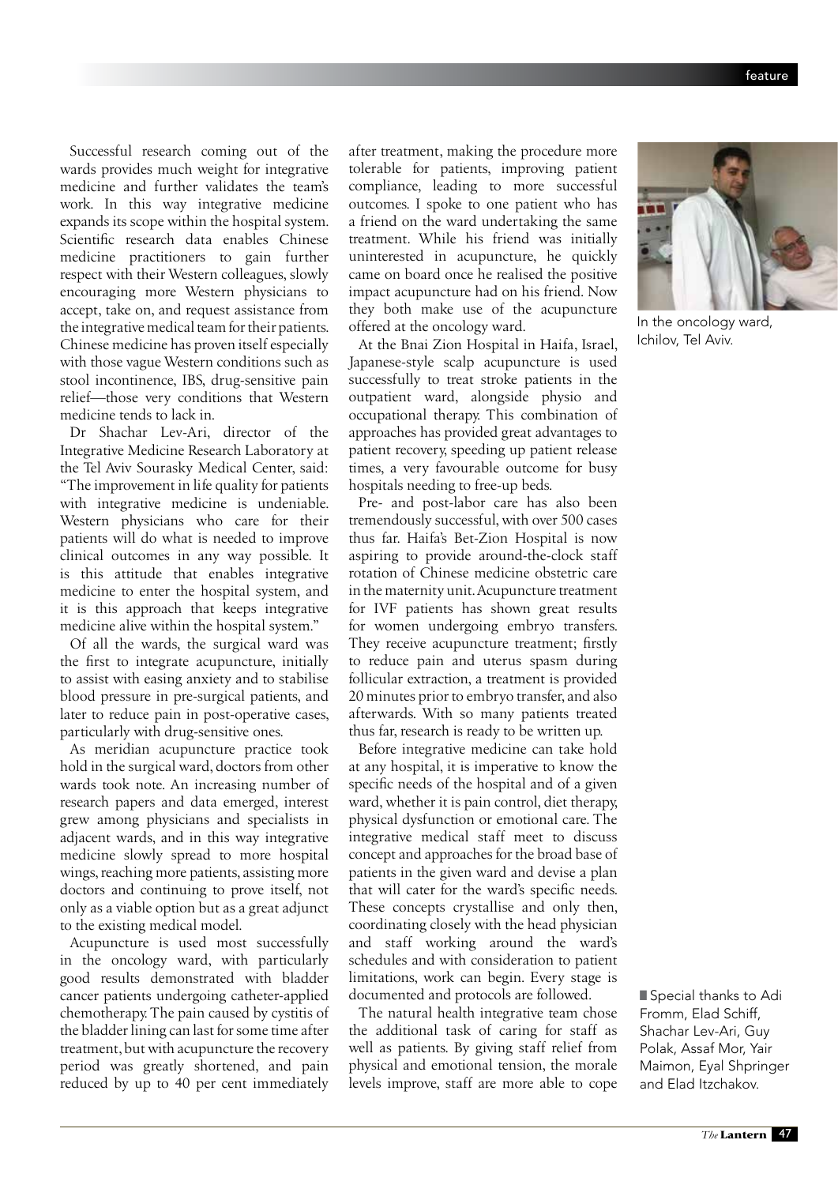Successful research coming out of the wards provides much weight for integrative medicine and further validates the team's work. In this way integrative medicine expands its scope within the hospital system. Scientific research data enables Chinese medicine practitioners to gain further respect with their Western colleagues, slowly encouraging more Western physicians to accept, take on, and request assistance from the integrative medical team for their patients. Chinese medicine has proven itself especially with those vague Western conditions such as stool incontinence, IBS, drug-sensitive pain relief—those very conditions that Western medicine tends to lack in.

Dr Shachar Lev-Ari, director of the Integrative Medicine Research Laboratory at the Tel Aviv Sourasky Medical Center, said: "The improvement in life quality for patients with integrative medicine is undeniable. Western physicians who care for their patients will do what is needed to improve clinical outcomes in any way possible. It is this attitude that enables integrative medicine to enter the hospital system, and it is this approach that keeps integrative medicine alive within the hospital system."

Of all the wards, the surgical ward was the first to integrate acupuncture, initially to assist with easing anxiety and to stabilise blood pressure in pre-surgical patients, and later to reduce pain in post-operative cases, particularly with drug-sensitive ones.

As meridian acupuncture practice took hold in the surgical ward, doctors from other wards took note. An increasing number of research papers and data emerged, interest grew among physicians and specialists in adjacent wards, and in this way integrative medicine slowly spread to more hospital wings, reaching more patients, assisting more doctors and continuing to prove itself, not only as a viable option but as a great adjunct to the existing medical model.

Acupuncture is used most successfully in the oncology ward, with particularly good results demonstrated with bladder cancer patients undergoing catheter-applied chemotherapy. The pain caused by cystitis of the bladder lining can last for some time after treatment, but with acupuncture the recovery period was greatly shortened, and pain reduced by up to 40 per cent immediately after treatment, making the procedure more tolerable for patients, improving patient compliance, leading to more successful outcomes. I spoke to one patient who has a friend on the ward undertaking the same treatment. While his friend was initially uninterested in acupuncture, he quickly came on board once he realised the positive impact acupuncture had on his friend. Now they both make use of the acupuncture offered at the oncology ward.

At the Bnai Zion Hospital in Haifa, Israel, Japanese-style scalp acupuncture is used successfully to treat stroke patients in the outpatient ward, alongside physio and occupational therapy. This combination of approaches has provided great advantages to patient recovery, speeding up patient release times, a very favourable outcome for busy hospitals needing to free-up beds.

Pre- and post-labor care has also been tremendously successful, with over 500 cases thus far. Haifa's Bet-Zion Hospital is now aspiring to provide around-the-clock staff rotation of Chinese medicine obstetric care in the maternity unit. Acupuncture treatment for IVF patients has shown great results for women undergoing embryo transfers. They receive acupuncture treatment; firstly to reduce pain and uterus spasm during follicular extraction, a treatment is provided 20 minutes prior to embryo transfer, and also afterwards. With so many patients treated thus far, research is ready to be written up.

Before integrative medicine can take hold at any hospital, it is imperative to know the specific needs of the hospital and of a given ward, whether it is pain control, diet therapy, physical dysfunction or emotional care. The integrative medical staff meet to discuss concept and approaches for the broad base of patients in the given ward and devise a plan that will cater for the ward's specific needs. These concepts crystallise and only then, coordinating closely with the head physician and staff working around the ward's schedules and with consideration to patient limitations, work can begin. Every stage is documented and protocols are followed.

The natural health integrative team chose the additional task of caring for staff as well as patients. By giving staff relief from physical and emotional tension, the morale levels improve, staff are more able to cope

In the oncology ward, Ichilov, Tel Aviv.

■ Special thanks to Adi Fromm, Elad Schiff, Shachar Lev-Ari, Guy Polak, Assaf Mor, Yair Maimon, Eyal Shpringer and Elad Itzchakov.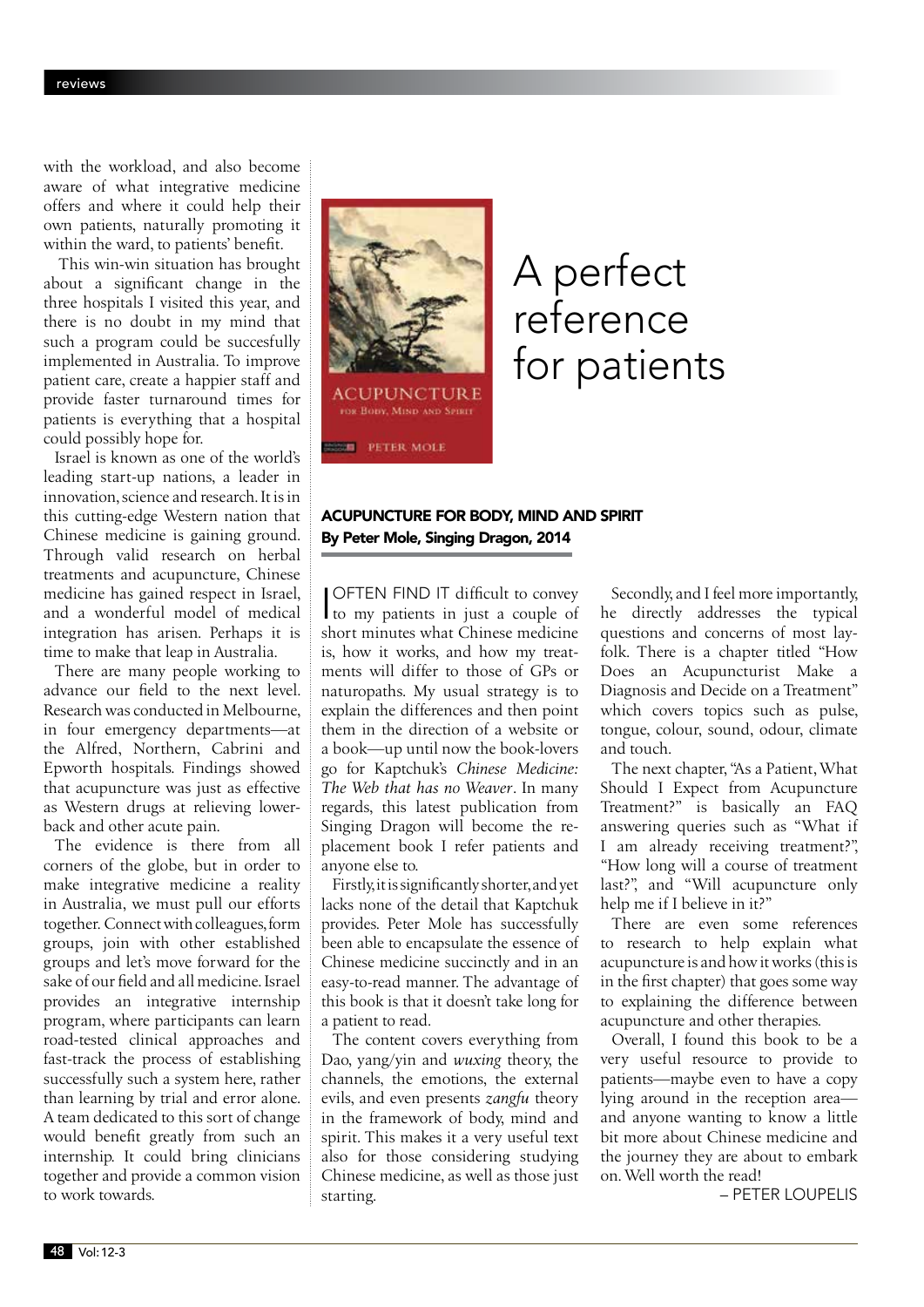with the workload, and also become aware of what integrative medicine offers and where it could help their own patients, naturally promoting it within the ward, to patients' benefit.

This win-win situation has brought about a significant change in the three hospitals I visited this year, and there is no doubt in my mind that such a program could be succesfully implemented in Australia. To improve patient care, create a happier staff and provide faster turnaround times for patients is everything that a hospital could possibly hope for.

Israel is known as one of the world's leading start-up nations, a leader in innovation, science and research. It is in this cutting-edge Western nation that Chinese medicine is gaining ground. Through valid research on herbal treatments and acupuncture, Chinese medicine has gained respect in Israel, and a wonderful model of medical integration has arisen. Perhaps it is time to make that leap in Australia.

There are many people working to advance our field to the next level. Research was conducted in Melbourne, in four emergency departments—at the Alfred, Northern, Cabrini and Epworth hospitals. Findings showed that acupuncture was just as effective as Western drugs at relieving lower-back and other acute pain.

The evidence is there from all corners of the globe, but in order to make integrative medicine a reality in Australia, we must pull our efforts together. Connect with colleagues, form groups, join with other established groups and let's move forward for the sake of our field and all medicine. Israel provides an integrative internship program, where participants can learn road-tested clinical approaches and fast-track the process of establishing successfully such a system here, rather than learning by trial and error alone. A team dedicated to this sort of change would benefit greatly from such an internship. It could bring clinicians together and provide a common vision to work towards.

# A perfect reference for patients

**ACUPUNCTURE FOR BODY, MIND AND SPIRIT**
**By Peter Mole, Singing Dragon, 2014**

I OFTEN FIND IT difficult to convey to my patients in just a couple of short minutes what Chinese medicine is, how it works, and how my treatments will differ to those of GPs or naturopaths. My usual strategy is to explain the differences and then point them in the direction of a website or a book—up until now the book-lovers go for Kaptchuk's *Chinese Medicine: The Web that has no Weaver*. In many regards, this latest publication from Singing Dragon will become the replacement book I refer patients and anyone else to.

Firstly, it is significantly shorter, and yet lacks none of the detail that Kaptchuk provides. Peter Mole has successfully been able to encapsulate the essence of Chinese medicine succinctly and in an easy-to-read manner. The advantage of this book is that it doesn't take long for a patient to read.

The content covers everything from Dao, yang/yin and *wuxing* theory, the channels, the emotions, the external evils, and even presents *zangfu* theory in the framework of body, mind and spirit. This makes it a very useful text also for those considering studying Chinese medicine, as well as those just starting.

Secondly, and I feel more importantly, he directly addresses the typical questions and concerns of most lay-folk. There is a chapter titled "How Does an Acupuncturist Make a Diagnosis and Decide on a Treatment" which covers topics such as pulse, tongue, colour, sound, odour, climate and touch.

The next chapter, "As a Patient, What Should I Expect from Acupuncture Treatment?" is basically an FAQ answering queries such as "What if I am already receiving treatment?", "How long will a course of treatment last?", and "Will acupuncture only help me if I believe in it?"

There are even some references to research to help explain what acupuncture is and how it works (this is in the first chapter) that goes some way to explaining the difference between acupuncture and other therapies.

Overall, I found this book to be a very useful resource to provide to patients—maybe even to have a copy lying around in the reception area—and anyone wanting to know a little bit more about Chinese medicine and the journey they are about to embark on. Well worth the read!

– PETER LOUPELIS